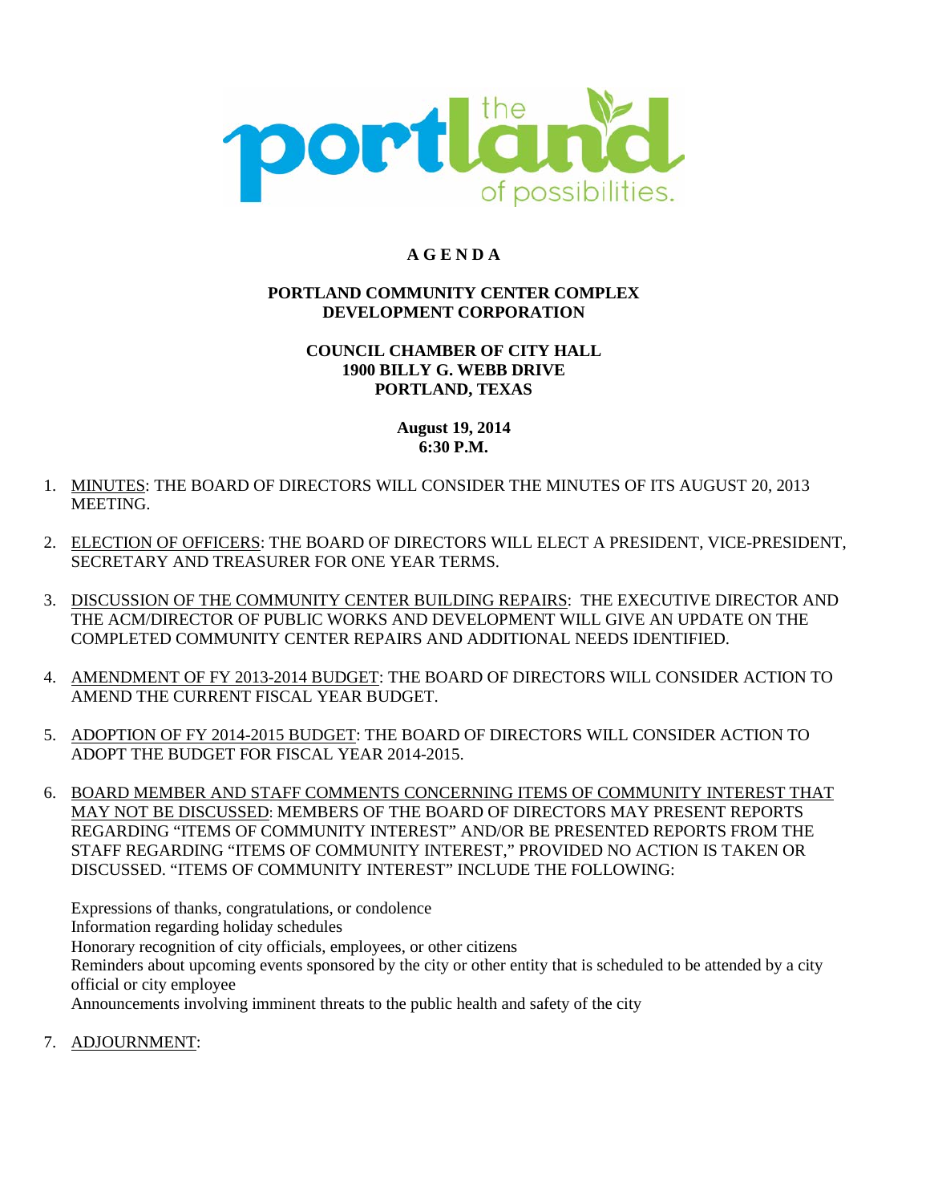# A G E N D A

## PORTLAND COMMUNITY CENTER COMPLEX DEVELOPMENT CORPORATION

**COUNCIL CHAMBER OF CITY HALL**
**1900 BILLY G. WEBB DRIVE**
**PORTLAND, TEXAS**

**August 19, 2014**
**6:30 P.M.**

1. MINUTES: THE BOARD OF DIRECTORS WILL CONSIDER THE MINUTES OF ITS AUGUST 20, 2013 MEETING.

2. ELECTION OF OFFICERS: THE BOARD OF DIRECTORS WILL ELECT A PRESIDENT, VICE-PRESIDENT, SECRETARY AND TREASURER FOR ONE YEAR TERMS.

3. DISCUSSION OF THE COMMUNITY CENTER BUILDING REPAIRS: THE EXECUTIVE DIRECTOR AND THE ACM/DIRECTOR OF PUBLIC WORKS AND DEVELOPMENT WILL GIVE AN UPDATE ON THE COMPLETED COMMUNITY CENTER REPAIRS AND ADDITIONAL NEEDS IDENTIFIED.

4. AMENDMENT OF FY 2013-2014 BUDGET: THE BOARD OF DIRECTORS WILL CONSIDER ACTION TO AMEND THE CURRENT FISCAL YEAR BUDGET.

5. ADOPTION OF FY 2014-2015 BUDGET: THE BOARD OF DIRECTORS WILL CONSIDER ACTION TO ADOPT THE BUDGET FOR FISCAL YEAR 2014-2015.

6. BOARD MEMBER AND STAFF COMMENTS CONCERNING ITEMS OF COMMUNITY INTEREST THAT MAY NOT BE DISCUSSED: MEMBERS OF THE BOARD OF DIRECTORS MAY PRESENT REPORTS REGARDING "ITEMS OF COMMUNITY INTEREST" AND/OR BE PRESENTED REPORTS FROM THE STAFF REGARDING "ITEMS OF COMMUNITY INTEREST," PROVIDED NO ACTION IS TAKEN OR DISCUSSED. "ITEMS OF COMMUNITY INTEREST" INCLUDE THE FOLLOWING:

   Expressions of thanks, congratulations, or condolence
   Information regarding holiday schedules
   Honorary recognition of city officials, employees, or other citizens
   Reminders about upcoming events sponsored by the city or other entity that is scheduled to be attended by a city official or city employee
   Announcements involving imminent threats to the public health and safety of the city

7. ADJOURNMENT: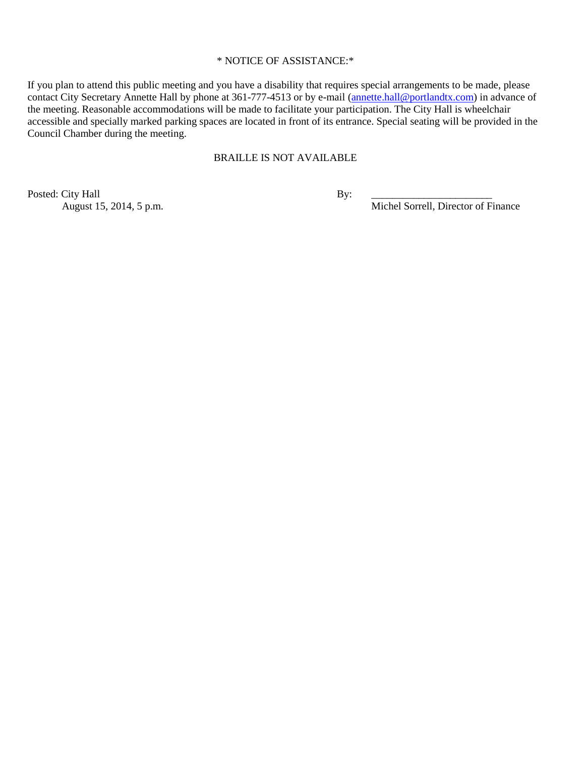\* NOTICE OF ASSISTANCE:\*

If you plan to attend this public meeting and you have a disability that requires special arrangements to be made, please contact City Secretary Annette Hall by phone at 361-777-4513 or by e-mail (annette.hall@portlandtx.com) in advance of the meeting. Reasonable accommodations will be made to facilitate your participation. The City Hall is wheelchair accessible and specially marked parking spaces are located in front of its entrance. Special seating will be provided in the Council Chamber during the meeting.

BRAILLE IS NOT AVAILABLE

Posted: City Hall
August 15, 2014, 5 p.m.

By: ______________________
Michel Sorrell, Director of Finance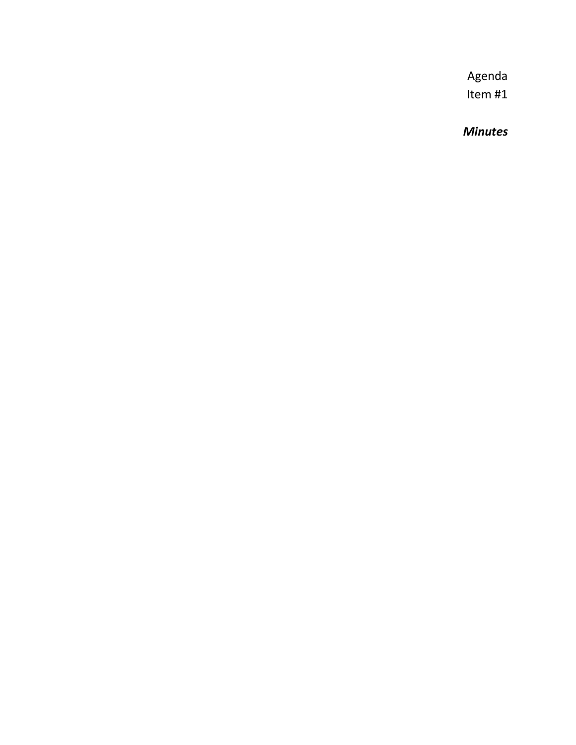Agenda
Item #1

***Minutes***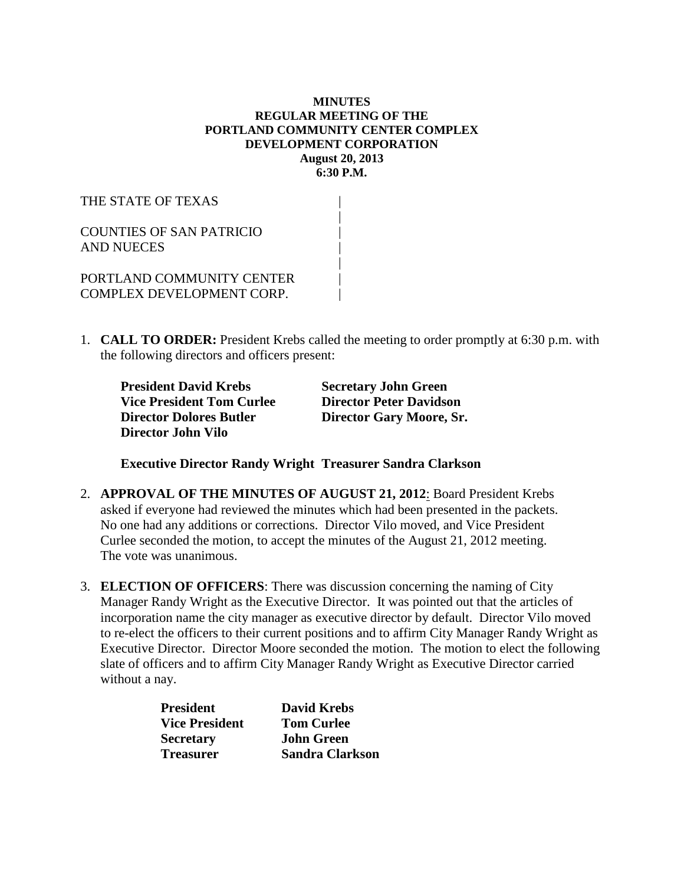**MINUTES**
**REGULAR MEETING OF THE**
**PORTLAND COMMUNITY CENTER COMPLEX**
**DEVELOPMENT CORPORATION**
**August 20, 2013**
**6:30 P.M.**

THE STATE OF TEXAS |
|
COUNTIES OF SAN PATRICIO |
AND NUECES |
|
PORTLAND COMMUNITY CENTER |
COMPLEX DEVELOPMENT CORP. |

1. **CALL TO ORDER:** President Krebs called the meeting to order promptly at 6:30 p.m. with the following directors and officers present:

   **President David Krebs** — **Secretary John Green**
   **Vice President Tom Curlee** — **Director Peter Davidson**
   **Director Dolores Butler** — **Director Gary Moore, Sr.**
   **Director John Vilo**

   **Executive Director Randy Wright** — **Treasurer Sandra Clarkson**

2. **APPROVAL OF THE MINUTES OF AUGUST 21, 2012**: Board President Krebs asked if everyone had reviewed the minutes which had been presented in the packets. No one had any additions or corrections. Director Vilo moved, and Vice President Curlee seconded the motion, to accept the minutes of the August 21, 2012 meeting. The vote was unanimous.

3. **ELECTION OF OFFICERS**: There was discussion concerning the naming of City Manager Randy Wright as the Executive Director. It was pointed out that the articles of incorporation name the city manager as executive director by default. Director Vilo moved to re-elect the officers to their current positions and to affirm City Manager Randy Wright as Executive Director. Director Moore seconded the motion. The motion to elect the following slate of officers and to affirm City Manager Randy Wright as Executive Director carried without a nay.

| | |
|---|---|
| **President** | **David Krebs** |
| **Vice President** | **Tom Curlee** |
| **Secretary** | **John Green** |
| **Treasurer** | **Sandra Clarkson** |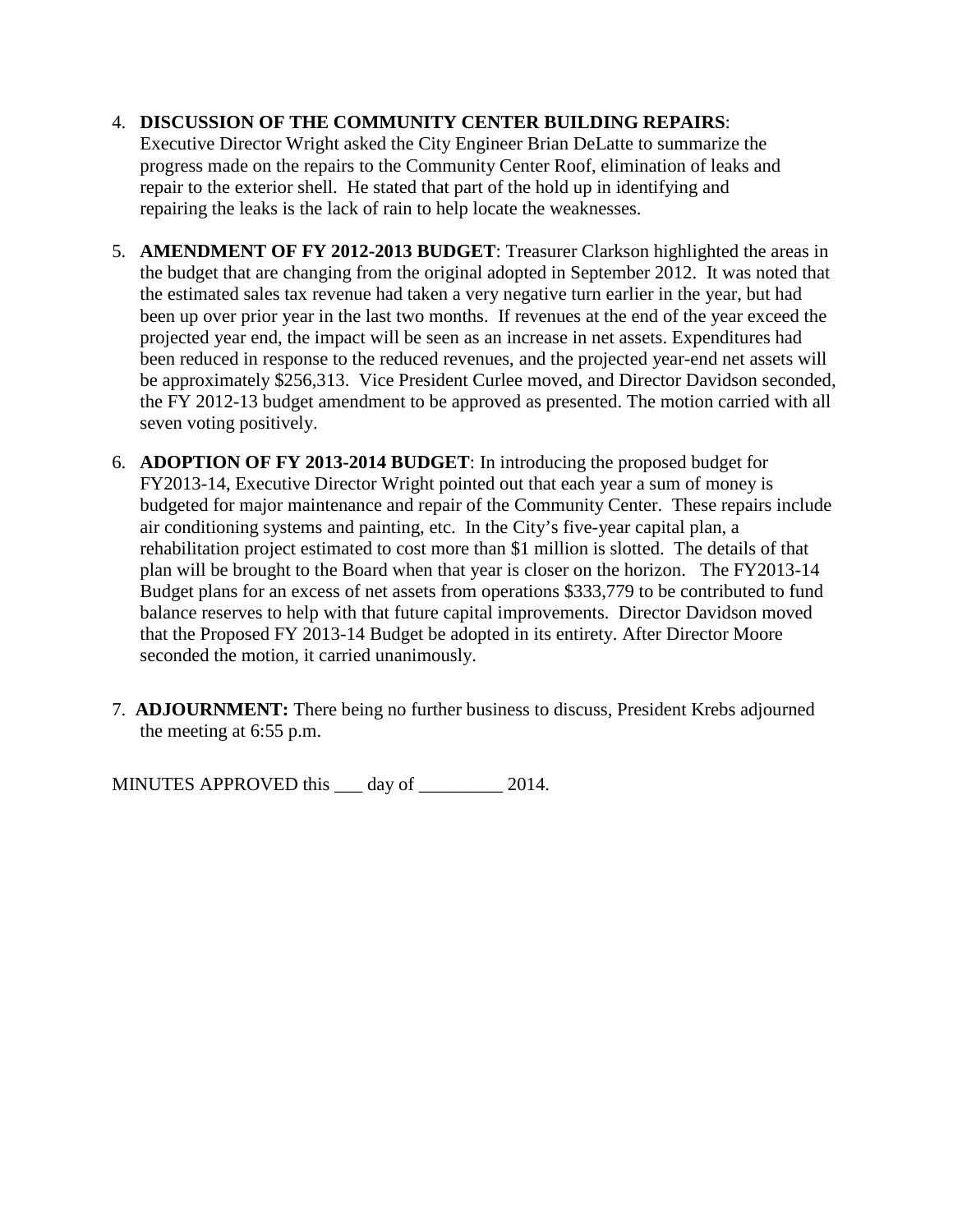4. **DISCUSSION OF THE COMMUNITY CENTER BUILDING REPAIRS**: Executive Director Wright asked the City Engineer Brian DeLatte to summarize the progress made on the repairs to the Community Center Roof, elimination of leaks and repair to the exterior shell. He stated that part of the hold up in identifying and repairing the leaks is the lack of rain to help locate the weaknesses.

5. **AMENDMENT OF FY 2012-2013 BUDGET**: Treasurer Clarkson highlighted the areas in the budget that are changing from the original adopted in September 2012. It was noted that the estimated sales tax revenue had taken a very negative turn earlier in the year, but had been up over prior year in the last two months. If revenues at the end of the year exceed the projected year end, the impact will be seen as an increase in net assets. Expenditures had been reduced in response to the reduced revenues, and the projected year-end net assets will be approximately $256,313. Vice President Curlee moved, and Director Davidson seconded, the FY 2012-13 budget amendment to be approved as presented. The motion carried with all seven voting positively.

6. **ADOPTION OF FY 2013-2014 BUDGET**: In introducing the proposed budget for FY2013-14, Executive Director Wright pointed out that each year a sum of money is budgeted for major maintenance and repair of the Community Center. These repairs include air conditioning systems and painting, etc. In the City's five-year capital plan, a rehabilitation project estimated to cost more than $1 million is slotted. The details of that plan will be brought to the Board when that year is closer on the horizon. The FY2013-14 Budget plans for an excess of net assets from operations $333,779 to be contributed to fund balance reserves to help with that future capital improvements. Director Davidson moved that the Proposed FY 2013-14 Budget be adopted in its entirety. After Director Moore seconded the motion, it carried unanimously.

7. **ADJOURNMENT:** There being no further business to discuss, President Krebs adjourned the meeting at 6:55 p.m.

MINUTES APPROVED this ___ day of _________ 2014.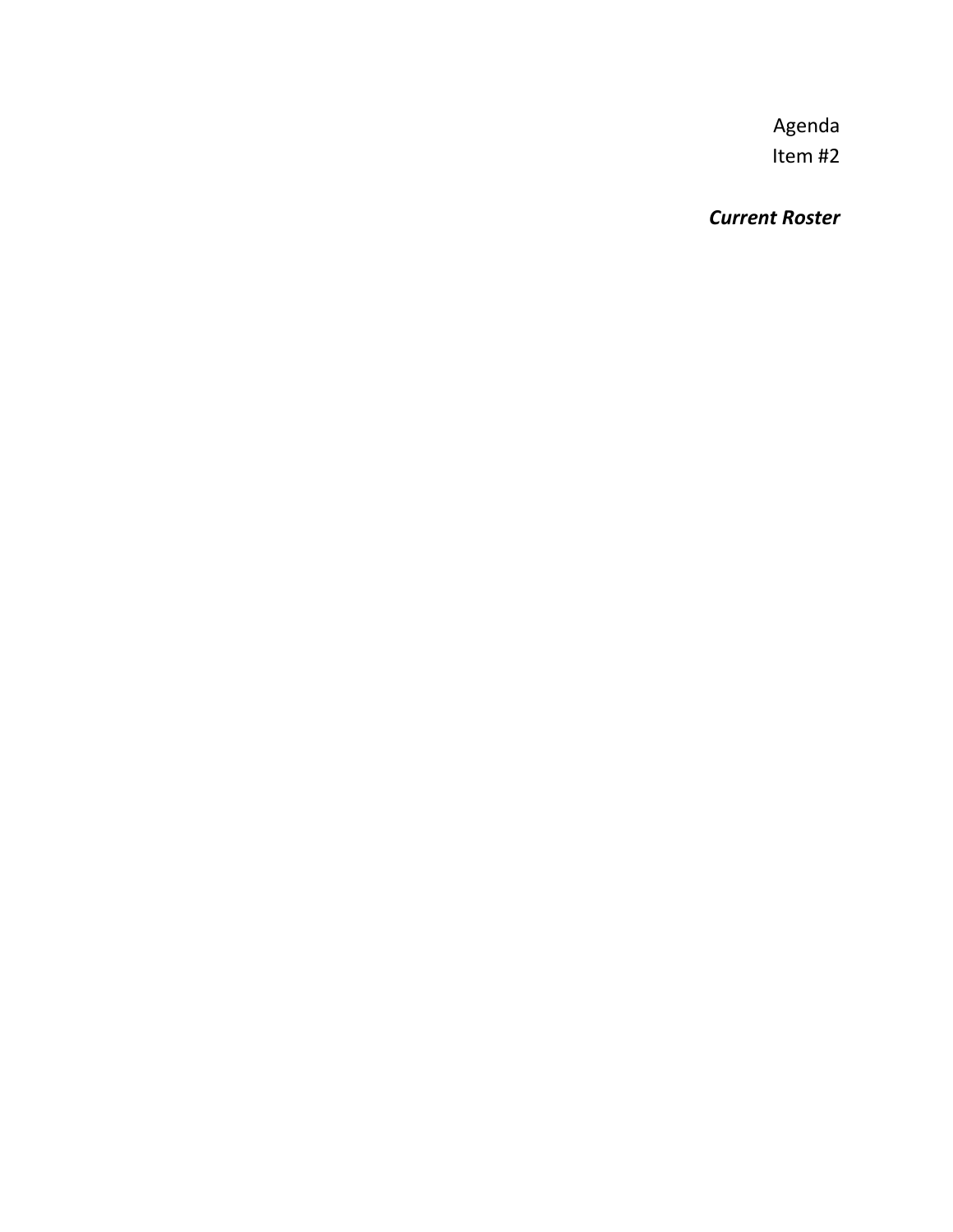Agenda
Item #2

***Current Roster***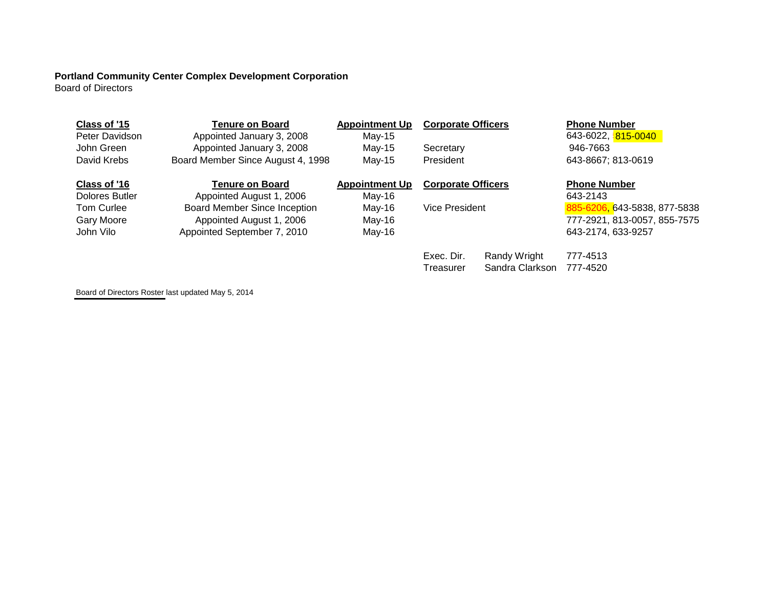**Portland Community Center Complex Development Corporation**
Board of Directors

| Class of '15 | Tenure on Board | Appointment Up | Corporate Officers | | Phone Number |
|---|---|---|---|---|---|
| Peter Davidson | Appointed January 3, 2008 | May-15 | | | 643-6022, 815-0040 |
| John Green | Appointed January 3, 2008 | May-15 | Secretary | | 946-7663 |
| David Krebs | Board Member Since August 4, 1998 | May-15 | President | | 643-8667; 813-0619 |
| **Class of '16** | **Tenure on Board** | **Appointment Up** | **Corporate Officers** | | **Phone Number** |
| Dolores Butler | Appointed August 1, 2006 | May-16 | | | 643-2143 |
| Tom Curlee | Board Member Since Inception | May-16 | Vice President | | 885-6206, 643-5838, 877-5838 |
| Gary Moore | Appointed August 1, 2006 | May-16 | | | 777-2921, 813-0057, 855-7575 |
| John Vilo | Appointed September 7, 2010 | May-16 | | | 643-2174, 633-9257 |
| | | | Exec. Dir. | Randy Wright | 777-4513 |
| | | | Treasurer | Sandra Clarkson | 777-4520 |

Board of Directors Roster last updated May 5, 2014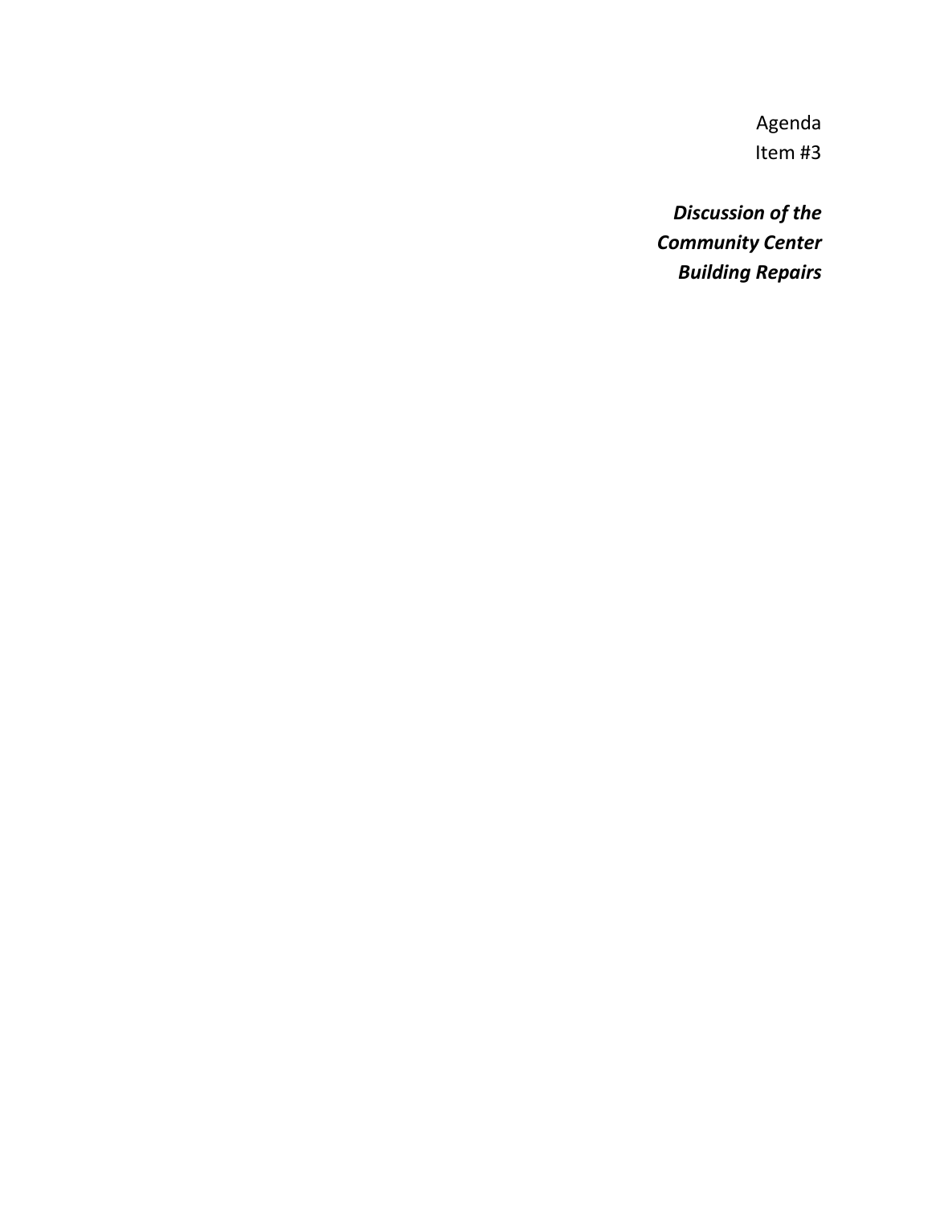Agenda
Item #3

***Discussion of the Community Center Building Repairs***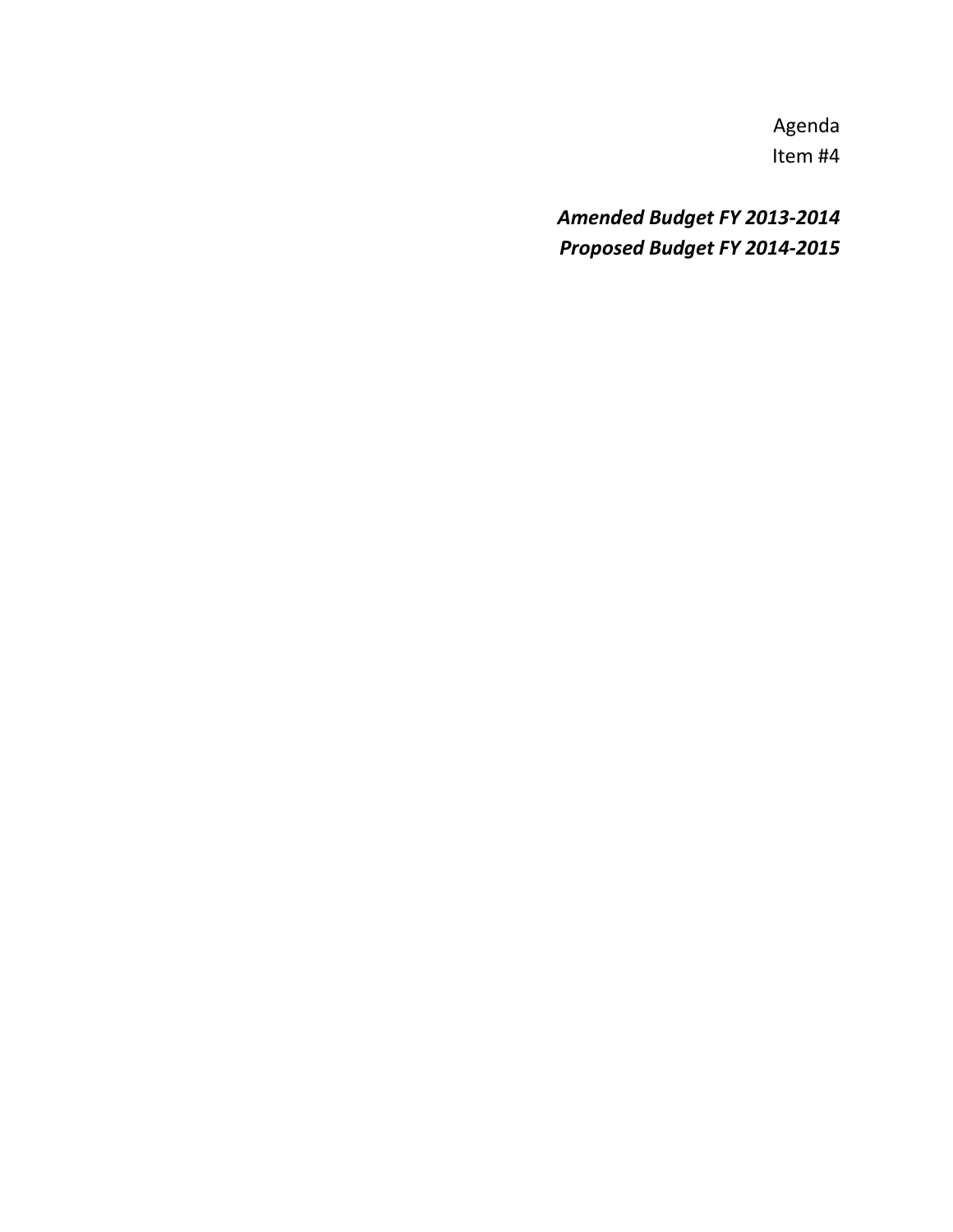Agenda
Item #4

***Amended Budget FY 2013-2014***
***Proposed Budget FY 2014-2015***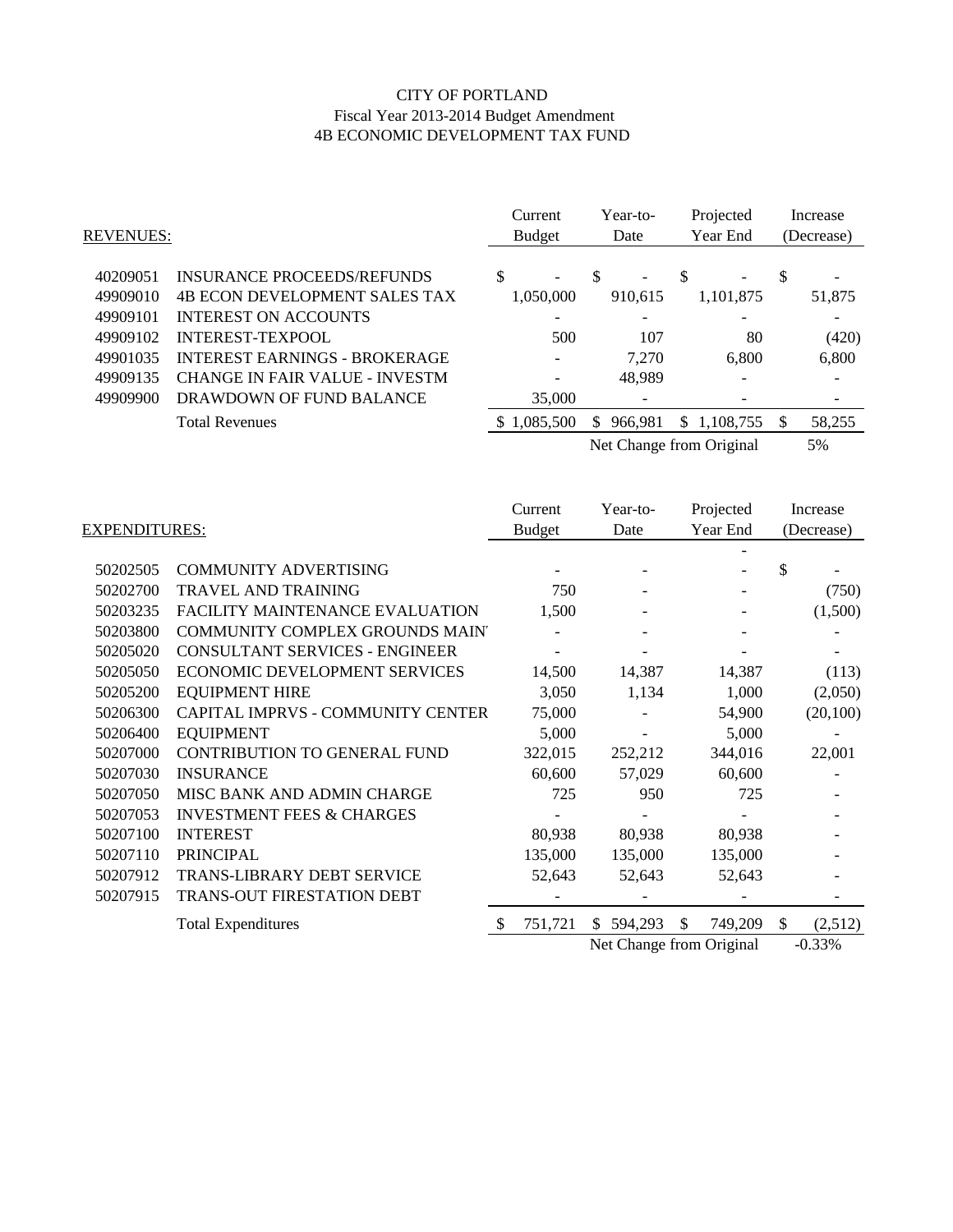CITY OF PORTLAND

Fiscal Year 2013-2014 Budget Amendment

4B ECONOMIC DEVELOPMENT TAX FUND

| REVENUES: | | Current Budget | Year-to-Date | Projected Year End | Increase (Decrease) |
|---|---|---|---|---|---|
| 40209051 | INSURANCE PROCEEDS/REFUNDS | $ - | $ - | $ - | $ - |
| 49909010 | 4B ECON DEVELOPMENT SALES TAX | 1,050,000 | 910,615 | 1,101,875 | 51,875 |
| 49909101 | INTEREST ON ACCOUNTS | - | - | - | - |
| 49909102 | INTEREST-TEXPOOL | 500 | 107 | 80 | (420) |
| 49901035 | INTEREST EARNINGS - BROKERAGE | - | 7,270 | 6,800 | 6,800 |
| 49909135 | CHANGE IN FAIR VALUE - INVESTM | - | 48,989 | - | - |
| 49909900 | DRAWDOWN OF FUND BALANCE | 35,000 | - | - | - |
| | Total Revenues | $ 1,085,500 | $ 966,981 | $ 1,108,755 | $ 58,255 |
| | | | Net Change from Original | | 5% |

| EXPENDITURES: | | Current Budget | Year-to-Date | Projected Year End | Increase (Decrease) |
|---|---|---|---|---|---|
| | | | | - | |
| 50202505 | COMMUNITY ADVERTISING | - | - | - | $ - |
| 50202700 | TRAVEL AND TRAINING | 750 | - | - | (750) |
| 50203235 | FACILITY MAINTENANCE EVALUATION | 1,500 | - | - | (1,500) |
| 50203800 | COMMUNITY COMPLEX GROUNDS MAIN' | - | - | - | - |
| 50205020 | CONSULTANT SERVICES - ENGINEER | - | - | - | - |
| 50205050 | ECONOMIC DEVELOPMENT SERVICES | 14,500 | 14,387 | 14,387 | (113) |
| 50205200 | EQUIPMENT HIRE | 3,050 | 1,134 | 1,000 | (2,050) |
| 50206300 | CAPITAL IMPRVS - COMMUNITY CENTER | 75,000 | - | 54,900 | (20,100) |
| 50206400 | EQUIPMENT | 5,000 | - | 5,000 | - |
| 50207000 | CONTRIBUTION TO GENERAL FUND | 322,015 | 252,212 | 344,016 | 22,001 |
| 50207030 | INSURANCE | 60,600 | 57,029 | 60,600 | - |
| 50207050 | MISC BANK AND ADMIN CHARGE | 725 | 950 | 725 | - |
| 50207053 | INVESTMENT FEES & CHARGES | - | - | - | - |
| 50207100 | INTEREST | 80,938 | 80,938 | 80,938 | - |
| 50207110 | PRINCIPAL | 135,000 | 135,000 | 135,000 | - |
| 50207912 | TRANS-LIBRARY DEBT SERVICE | 52,643 | 52,643 | 52,643 | - |
| 50207915 | TRANS-OUT FIRESTATION DEBT | - | - | - | - |
| | Total Expenditures | $ 751,721 | $ 594,293 | $ 749,209 | $ (2,512) |
| | | | Net Change from Original | | -0.33% |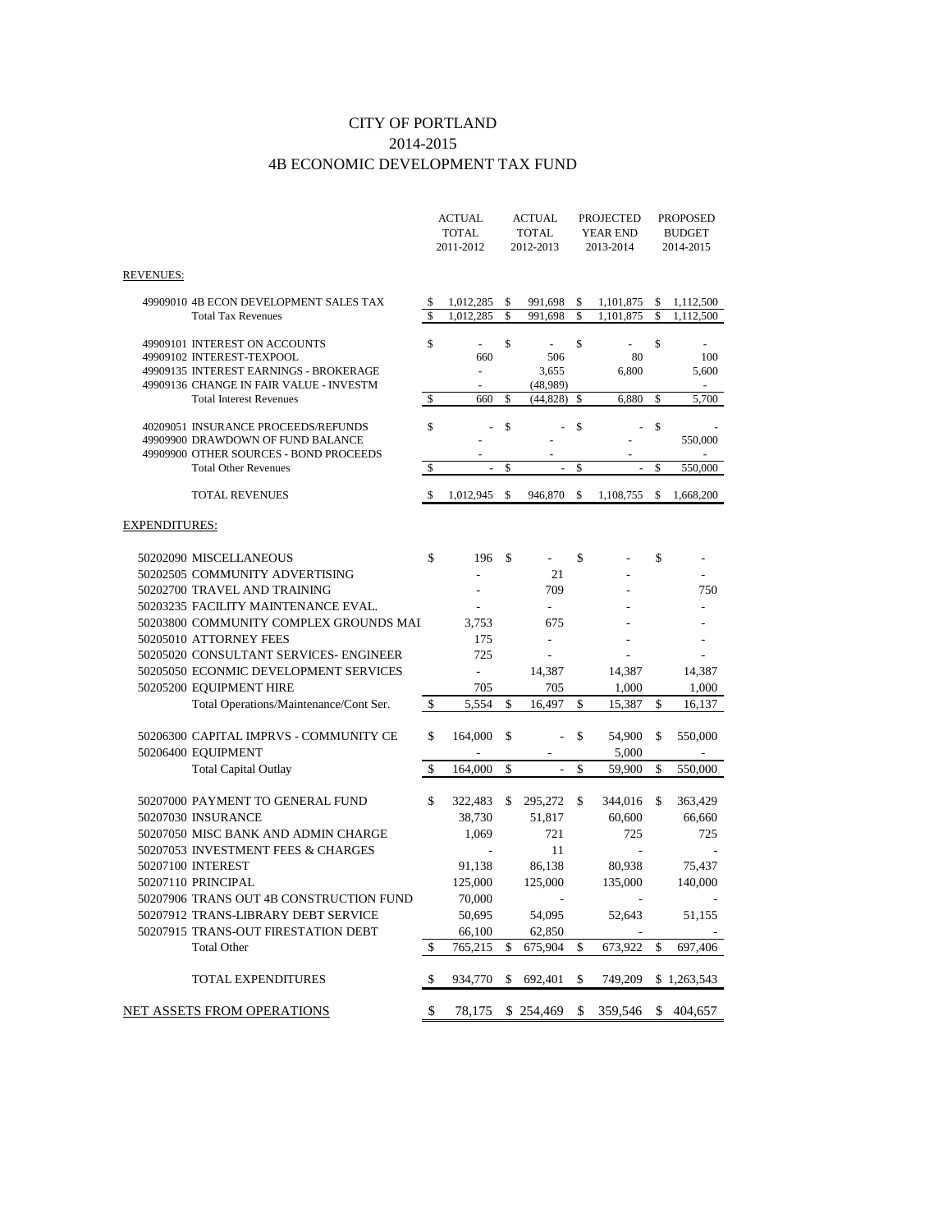# CITY OF PORTLAND
## 2014-2015
## 4B ECONOMIC DEVELOPMENT TAX FUND

| | ACTUAL TOTAL 2011-2012 | ACTUAL TOTAL 2012-2013 | PROJECTED YEAR END 2013-2014 | PROPOSED BUDGET 2014-2015 |
|---|---|---|---|---|
| **REVENUES:** | | | | |
| 49909010 4B ECON DEVELOPMENT SALES TAX | $ 1,012,285 | $ 991,698 | $ 1,101,875 | $ 1,112,500 |
| Total Tax Revenues | $ 1,012,285 | $ 991,698 | $ 1,101,875 | $ 1,112,500 |
| 49909101 INTEREST ON ACCOUNTS | $ - | $ - | $ - | $ - |
| 49909102 INTEREST-TEXPOOL | 660 | 506 | 80 | 100 |
| 49909135 INTEREST EARNINGS - BROKERAGE | - | 3,655 | 6,800 | 5,600 |
| 49909136 CHANGE IN FAIR VALUE - INVESTM | - | (48,989) | | - |
| Total Interest Revenues | $ 660 | $ (44,828) | $ 6,880 | $ 5,700 |
| 40209051 INSURANCE PROCEEDS/REFUNDS | $ - | $ - | $ - | $ - |
| 49909900 DRAWDOWN OF FUND BALANCE | - | - | - | 550,000 |
| 49909900 OTHER SOURCES - BOND PROCEEDS | - | - | - | - |
| Total Other Revenues | $ - | $ - | $ - | $ 550,000 |
| TOTAL REVENUES | $ 1,012,945 | $ 946,870 | $ 1,108,755 | $ 1,668,200 |
| **EXPENDITURES:** | | | | |
| 50202090 MISCELLANEOUS | $ 196 | $ - | $ - | $ - |
| 50202505 COMMUNITY ADVERTISING | - | 21 | - | - |
| 50202700 TRAVEL AND TRAINING | - | 709 | - | 750 |
| 50203235 FACILITY MAINTENANCE EVAL. | - | - | - | - |
| 50203800 COMMUNITY COMPLEX GROUNDS MAI | 3,753 | 675 | - | - |
| 50205010 ATTORNEY FEES | 175 | - | - | - |
| 50205020 CONSULTANT SERVICES- ENGINEER | 725 | - | - | - |
| 50205050 ECONMIC DEVELOPMENT SERVICES | - | 14,387 | 14,387 | 14,387 |
| 50205200 EQUIPMENT HIRE | 705 | 705 | 1,000 | 1,000 |
| Total Operations/Maintenance/Cont Ser. | $ 5,554 | $ 16,497 | $ 15,387 | $ 16,137 |
| 50206300 CAPITAL IMPRVS - COMMUNITY CE | $ 164,000 | $ - | $ 54,900 | $ 550,000 |
| 50206400 EQUIPMENT | - | - | 5,000 | - |
| Total Capital Outlay | $ 164,000 | $ - | $ 59,900 | $ 550,000 |
| 50207000 PAYMENT TO GENERAL FUND | $ 322,483 | $ 295,272 | $ 344,016 | $ 363,429 |
| 50207030 INSURANCE | 38,730 | 51,817 | 60,600 | 66,660 |
| 50207050 MISC BANK AND ADMIN CHARGE | 1,069 | 721 | 725 | 725 |
| 50207053 INVESTMENT FEES & CHARGES | - | 11 | - | - |
| 50207100 INTEREST | 91,138 | 86,138 | 80,938 | 75,437 |
| 50207110 PRINCIPAL | 125,000 | 125,000 | 135,000 | 140,000 |
| 50207906 TRANS OUT 4B CONSTRUCTION FUND | 70,000 | - | - | - |
| 50207912 TRANS-LIBRARY DEBT SERVICE | 50,695 | 54,095 | 52,643 | 51,155 |
| 50207915 TRANS-OUT FIRESTATION DEBT | 66,100 | 62,850 | - | - |
| Total Other | $ 765,215 | $ 675,904 | $ 673,922 | $ 697,406 |
| TOTAL EXPENDITURES | $ 934,770 | $ 692,401 | $ 749,209 | $ 1,263,543 |
| NET ASSETS FROM OPERATIONS | $ 78,175 | $ 254,469 | $ 359,546 | $ 404,657 |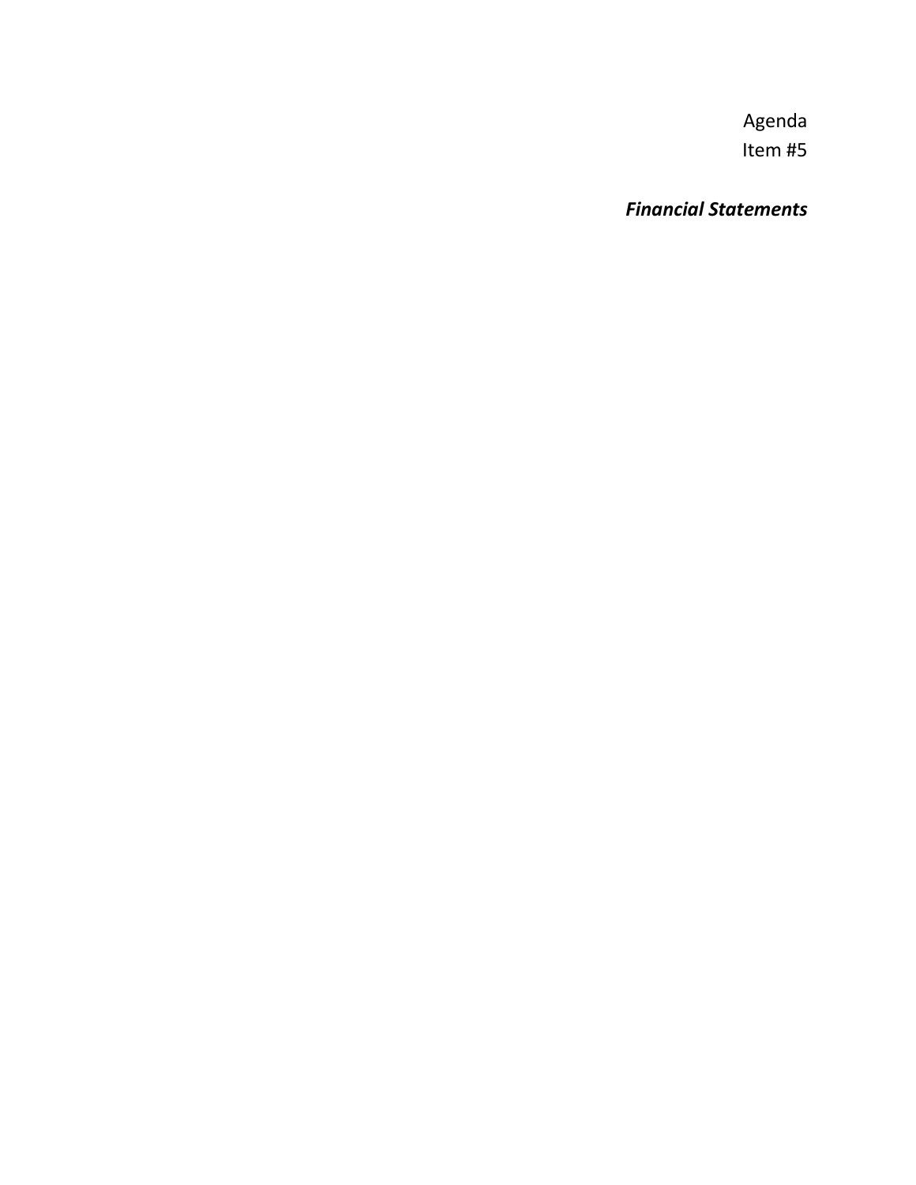Agenda
Item #5

***Financial Statements***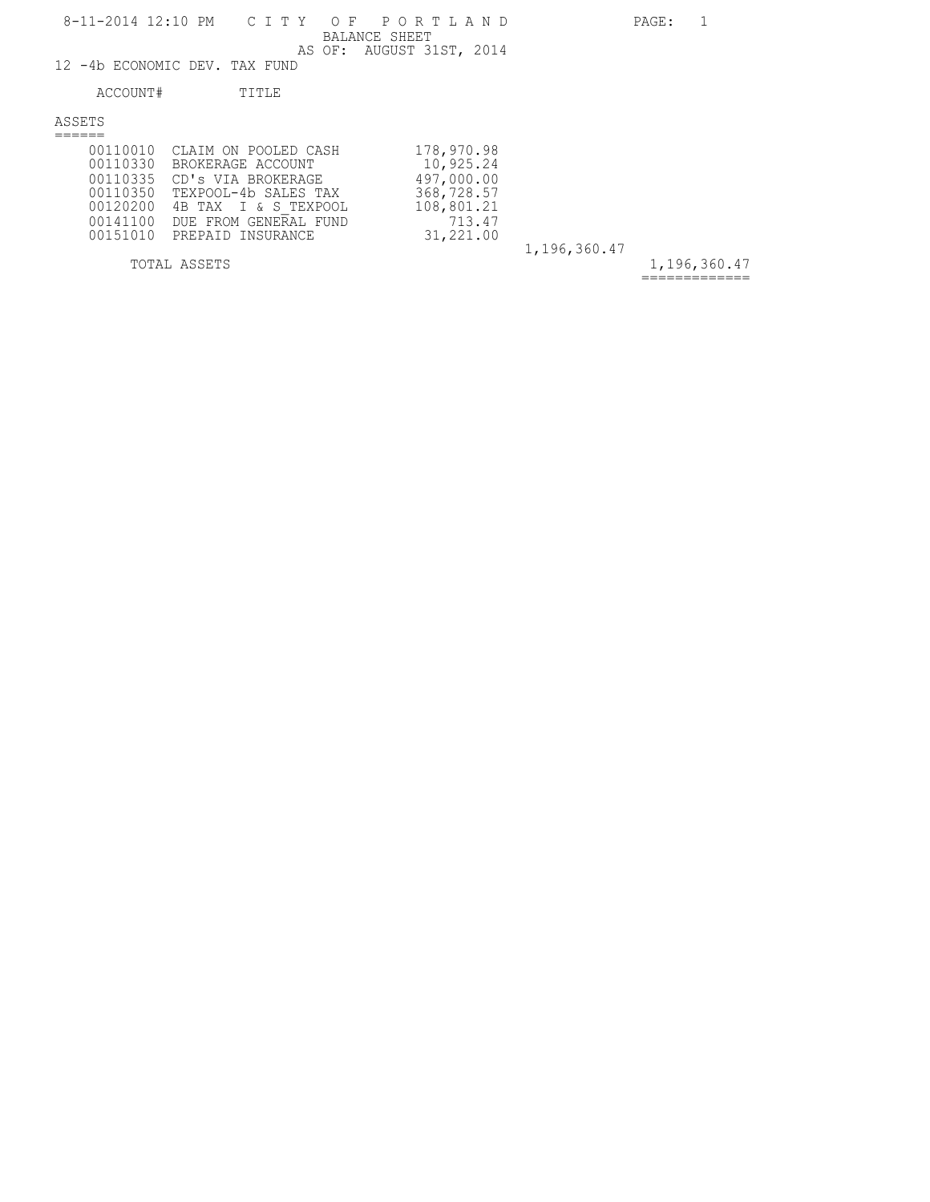8-11-2014 12:10 PM

# CITY OF PORTLAND

## BALANCE SHEET

AS OF: AUGUST 31ST, 2014

12 -4b ECONOMIC DEV. TAX FUND

| ACCOUNT# | TITLE | | | |
|---|---|---|---|---|
| **ASSETS** | | | | |
| 00110010 | CLAIM ON POOLED CASH | 178,970.98 | | |
| 00110330 | BROKERAGE ACCOUNT | 10,925.24 | | |
| 00110335 | CD's VIA BROKERAGE | 497,000.00 | | |
| 00110350 | TEXPOOL-4b SALES TAX | 368,728.57 | | |
| 00120200 | 4B TAX I & S_TEXPOOL | 108,801.21 | | |
| 00141100 | DUE FROM GENERAL FUND | 713.47 | | |
| 00151010 | PREPAID INSURANCE | 31,221.00 | | |
| | | | 1,196,360.47 | |
| | TOTAL ASSETS | | | 1,196,360.47 |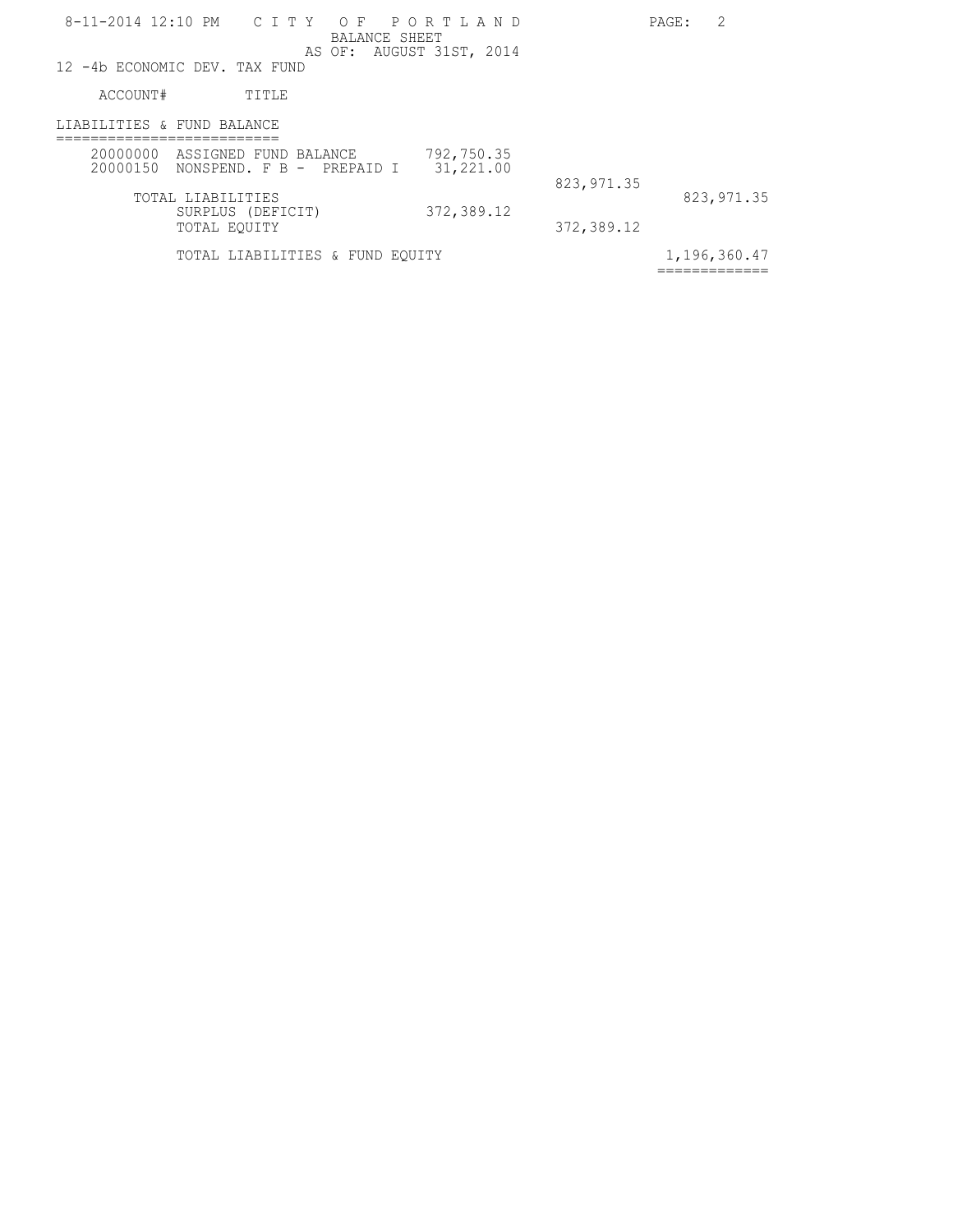CITY OF PORTLAND
BALANCE SHEET
AS OF: AUGUST 31ST, 2014

12 -4b ECONOMIC DEV. TAX FUND

| ACCOUNT# | TITLE | | | |
|---|---|---|---|---|
| **LIABILITIES & FUND BALANCE** | | | | |
| 20000000 | ASSIGNED FUND BALANCE | 792,750.35 | | |
| 20000150 | NONSPEND. F B - PREPAID I | 31,221.00 | | |
| | | | 823,971.35 | |
| | TOTAL LIABILITIES | | | 823,971.35 |
| | SURPLUS (DEFICIT) | 372,389.12 | | |
| | TOTAL EQUITY | | 372,389.12 | |
| | TOTAL LIABILITIES & FUND EQUITY | | | 1,196,360.47 |